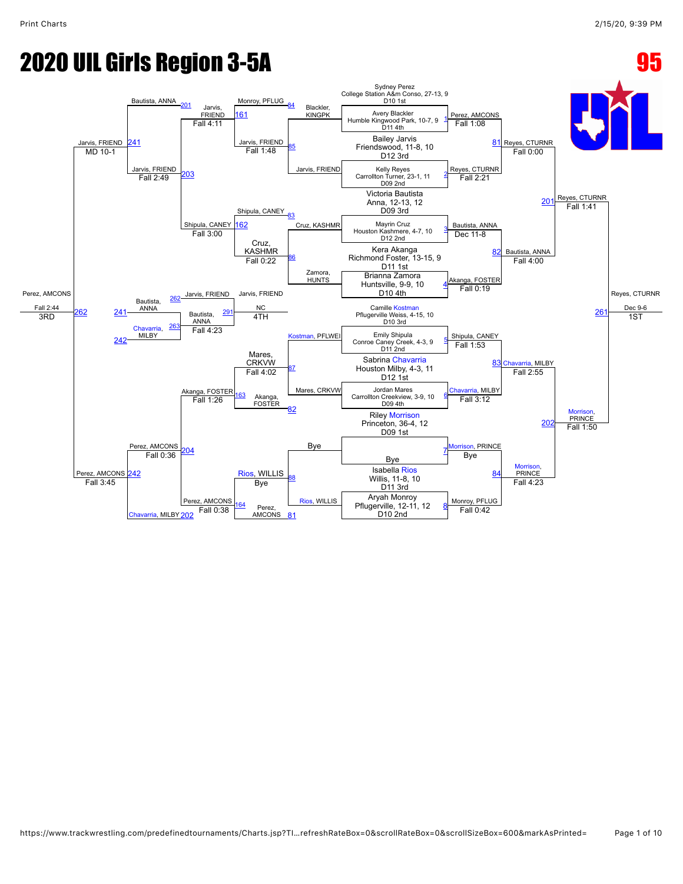# 2020 UIL Girls Region 3-5A

**95**

## Championship Bracket — Seeds

| Match | Wrestler | Winner | Result |
|---|---|---|---|
| 1 | Sydney Perez, College Station A&m Conso, 27-13, 9, D10 1st vs. Avery Blackler, Humble Kingwood Park, 10-7, 9, D11 4th | Perez, AMCONS | Fall 1:08 |
| 2 | Bailey Jarvis, Friendswood, 11-8, 10, D12 3rd vs. Kelly Reyes, Carrollton Turner, 23-1, 11, D09 2nd | Reyes, CTURNR | Fall 2:21 |
| 3 | Victoria Bautista, Anna, 12-13, 12, D09 3rd vs. Mayrin Cruz, Houston Kashmere, 4-7, 10, D12 2nd | Bautista, ANNA | Dec 11-8 |
| 4 | Kera Akanga, Richmond Foster, 13-15, 9, D11 1st vs. Brianna Zamora, Huntsville, 9-9, 10, D10 4th | Akanga, FOSTER | Fall 0:19 |
| 5 | Camille Kostman, Pflugerville Weiss, 4-15, 10, D10 3rd vs. Emily Shipula, Conroe Caney Creek, 4-3, 9, D11 2nd | Shipula, CANEY | Fall 1:53 |
| 6 | Sabrina Chavarria, Houston Milby, 4-3, 11, D12 1st vs. Jordan Mares, Carrollton Creekview, 3-9, 10, D09 4th | Chavarria, MILBY | Fall 3:12 |
| 7 | Riley Morrison, Princeton, 36-4, 12, D09 1st vs. Bye | Morrison, PRINCE | Bye |
| 8 | Isabella Rios, Willis, 11-8, 10, D11 3rd vs. Aryah Monroy, Pflugerville, 12-11, 12, D10 2nd | Monroy, PFLUG | Fall 0:42 |

## Championship Quarterfinals / Semifinals / Final

| Match | Winner | Result |
|---|---|---|
| 81 | Reyes, CTURNR (over Perez, AMCONS) | Fall 0:00 |
| 82 | Bautista, ANNA (over Akanga, FOSTER) | Fall 4:00 |
| 83 | Chavarria, MILBY (over Shipula, CANEY) | Fall 2:55 |
| 84 | Morrison, PRINCE (over Monroy, PFLUG) | Fall 4:23 |
| 201 | Reyes, CTURNR | Fall 1:41 |
| 202 | Morrison, PRINCE | Fall 1:50 |
| 261 | Reyes, CTURNR — 1ST | Dec 9-6 |

## Consolation Bracket

| Match | Wrestlers | Winner | Result |
|---|---|---|---|
| 85 | Blackler, KINGPK vs. Jarvis, FRIEND | Jarvis, FRIEND | Fall 1:48 |
| 86 | Cruz, KASHMR vs. Zamora, HUNTS | Cruz, KASHMR | Fall 0:22 |
| 87 | Kostman, PFLWEI vs. Mares, CRKVW | Mares, CRKVW | Fall 4:02 |
| 88 | Bye vs. Rios, WILLIS | Rios, WILLIS | Bye |
| 161 | Monroy, PFLUG vs. Jarvis, FRIEND | Jarvis, FRIEND | Fall 4:11 |
| 162 | Shipula, CANEY vs. Cruz, KASHMR | Shipula, CANEY | Fall 3:00 |
| 163 | Akanga, FOSTER vs. Mares, CRKVW | Akanga, FOSTER | Fall 1:26 |
| 164 | Perez, AMCONS vs. Rios, WILLIS | Perez, AMCONS | Fall 0:38 |
| 203 | Jarvis, FRIEND vs. Shipula, CANEY | Jarvis, FRIEND | Fall 2:49 |
| 204 | Akanga, FOSTER vs. Perez, AMCONS | Perez, AMCONS | Fall 0:36 |
| 241 | Bautista, ANNA vs. Jarvis, FRIEND | Jarvis, FRIEND | MD 10-1 |
| 242 | Perez, AMCONS vs. Chavarria, MILBY | Perez, AMCONS | Fall 3:45 |
| 262 | Jarvis, FRIEND vs. Perez, AMCONS | Perez, AMCONS — 3RD | Fall 2:44 |
| 263 | Bautista, ANNA vs. Chavarria, MILBY | Bautista, ANNA | Fall 4:23 |
| 291 | Jarvis, FRIEND vs. Bautista, ANNA | Jarvis, FRIEND — 4TH | NC |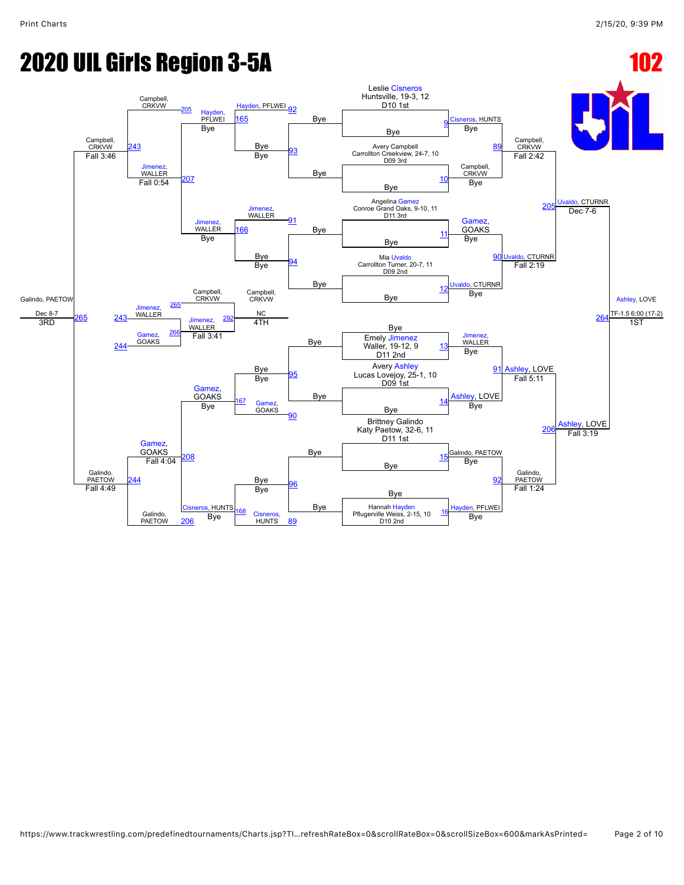# 2020 UIL Girls Region 3-5A

**102**

## Championship Bracket

**Seeds:**

- Leslie Cisneros, Huntsville, 19-3, 12 — D10 1st
- Avery Campbell, Carrollton Creekview, 24-7, 10 — D09 3rd
- Angelina Gamez, Conroe Grand Oaks, 9-10, 11 — D11 3rd
- Mia Uvaldo, Carrollton Turner, 20-7, 11 — D09 2nd
- Emely Jimenez, Waller, 19-12, 9 — D11 2nd
- Avery Ashley, Lucas Lovejoy, 25-1, 10 — D09 1st
- Brittney Galindo, Katy Paetow, 32-6, 11 — D11 1st
- Hannah Hayden, Pflugerville Weiss, 2-15, 10 — D10 2nd

**First Round:**

- 9: Cisneros, HUNTS over Bye
- 10: Campbell, CRKVW over Bye
- 11: Gamez, GOAKS over Bye
- 12: Uvaldo, CTURNR over Bye
- 13: Jimenez, WALLER over Bye
- 14: Ashley, LOVE over Bye
- 15: Galindo, PAETOW over Bye
- 16: Hayden, PFLWEI over Bye

**Quarterfinals:**

- 89: Campbell, CRKVW — Fall 2:42
- 90: Uvaldo, CTURNR — Fall 2:19
- 91: Ashley, LOVE — Fall 5:11
- 92: Galindo, PAETOW — Fall 1:24

**Semifinals:**

- 205: Uvaldo, CTURNR — Dec 7-6
- 206: Ashley, LOVE — Fall 3:19

**Final:**

- 264: Ashley, LOVE — TF-1.5 6:00 (17-2) — 1ST

## Consolation Bracket

**Consolation Round 1:**

- 93: Bye / Bye
- 94: Bye / Bye
- 95: Bye / Bye
- 96: Bye / Bye

**Consolation Round 2:**

- 165: Hayden, PFLWEI over Bye
- 166: Jimenez, WALLER over Bye
- 167: Gamez, GOAKS over Bye
- 168: Cisneros, HUNTS over Bye

**Consolation Round 3:**

- 205: Hayden, PFLWEI
- 207: Jimenez, WALLER — Fall 0:54
- 208: Gamez, GOAKS — Fall 4:04
- 206: Galindo, PAETOW

**Consolation Semifinals:**

- 243: Campbell, CRKVW — Fall 3:46
- 244: Galindo, PAETOW — Fall 4:49

**3rd Place:**

- 265: Galindo, PAETOW — Dec 8-7 — 3RD

**5th Place:**

- 265: Jimenez, WALLER
- 266: Gamez, GOAKS
- 292: Jimenez, WALLER — Fall 3:41

**4th Place:** Campbell, CRKVW — NC — 4TH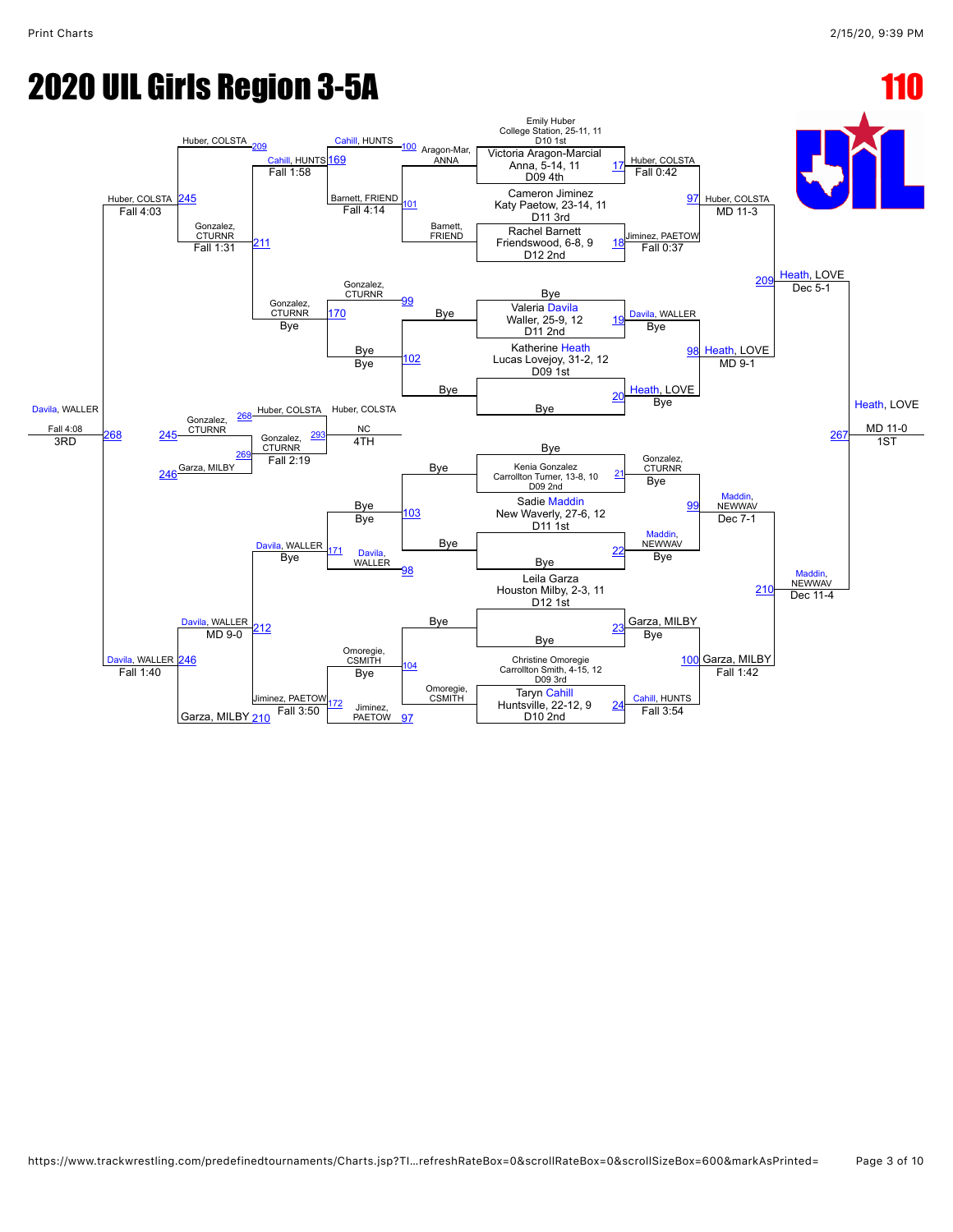# 2020 UIL Girls Region 3-5A

**110**

## Seeds

- Emily Huber, College Station, 25-11, 11, D10 1st
- Victoria Aragon-Marcial, Anna, 5-14, 11, D09 4th
- Cameron Jiminez, Katy Paetow, 23-14, 11, D11 3rd
- Rachel Barnett, Friendswood, 6-8, 9, D12 2nd
- Bye
- Valeria Davila, Waller, 25-9, 12, D11 2nd
- Katherine Heath, Lucas Lovejoy, 31-2, 12, D09 1st
- Bye
- Bye
- Kenia Gonzalez, Carrollton Turner, 13-8, 10, D09 2nd
- Sadie Maddin, New Waverly, 27-6, 12, D11 1st
- Bye
- Leila Garza, Houston Milby, 2-3, 11, D12 1st
- Bye
- Christine Omoregie, Carrollton Smith, 4-15, 12, D09 3rd
- Taryn Cahill, Huntsville, 22-12, 9, D10 2nd

## Championship Bracket

| Match | Wrestlers | Winner | Result |
|---|---|---|---|
| 17 | Huber, COLSTA vs Aragon-Marcial, ANNA | Huber, COLSTA | Fall 0:42 |
| 18 | Jiminez, PAETOW vs Barnett, FRIEND | Jiminez, PAETOW | Fall 0:37 |
| 19 | Bye vs Davila, WALLER | Davila, WALLER | Bye |
| 20 | Heath, LOVE vs Bye | Heath, LOVE | Bye |
| 21 | Bye vs Gonzalez, CTURNR | Gonzalez, CTURNR | Bye |
| 22 | Maddin, NEWWAV vs Bye | Maddin, NEWWAV | Bye |
| 23 | Garza, MILBY vs Bye | Garza, MILBY | Bye |
| 24 | Omoregie, CSMITH vs Cahill, HUNTS | Cahill, HUNTS | Fall 3:54 |
| 97 | Huber, COLSTA vs Jiminez, PAETOW | Huber, COLSTA | MD 11-3 |
| 98 | Davila, WALLER vs Heath, LOVE | Heath, LOVE | MD 9-1 |
| 99 | Gonzalez, CTURNR vs Maddin, NEWWAV | Maddin, NEWWAV | Dec 7-1 |
| 100 | Garza, MILBY vs Cahill, HUNTS | Garza, MILBY | Fall 1:42 |
| 209 | Huber, COLSTA vs Heath, LOVE | Heath, LOVE | Dec 5-1 |
| 210 | Maddin, NEWWAV vs Garza, MILBY | Maddin, NEWWAV | Dec 11-4 |
| 267 | Heath, LOVE vs Maddin, NEWWAV | Heath, LOVE (1ST) | MD 11-0 |

## Consolation Bracket

| Match | Wrestlers | Winner | Result |
|---|---|---|---|
| 101 | Aragon-Mar, ANNA vs Barnett, FRIEND | Barnett, FRIEND | Fall 4:14 |
| 102 | Bye vs Bye | Bye | Bye |
| 103 | Bye vs Bye | Bye | Bye |
| 104 | Bye vs Omoregie, CSMITH | Omoregie, CSMITH | Bye |
| 169 | Cahill, HUNTS vs Barnett, FRIEND | Cahill, HUNTS | Fall 1:58 |
| 170 | Gonzalez, CTURNR vs Bye | Gonzalez, CTURNR | Bye |
| 171 | Davila, WALLER vs Bye | Davila, WALLER | Bye |
| 172 | Jiminez, PAETOW vs Omoregie, CSMITH | Jiminez, PAETOW | Fall 3:50 |
| 211 | Cahill, HUNTS vs Gonzalez, CTURNR | Gonzalez, CTURNR | Fall 1:31 |
| 212 | Davila, WALLER vs Jiminez, PAETOW | Davila, WALLER | MD 9-0 |
| 245 | Huber, COLSTA vs Gonzalez, CTURNR | Huber, COLSTA | Fall 4:03 |
| 246 | Davila, WALLER vs Garza, MILBY | Davila, WALLER | Fall 1:40 |
| 268 | Huber, COLSTA vs Davila, WALLER | Davila, WALLER (3RD) | Fall 4:08 |
| 269 | Gonzalez, CTURNR vs Garza, MILBY | Gonzalez, CTURNR | Fall 2:19 |
| 293 | Huber, COLSTA vs Gonzalez, CTURNR | Huber, COLSTA (4TH) | NC |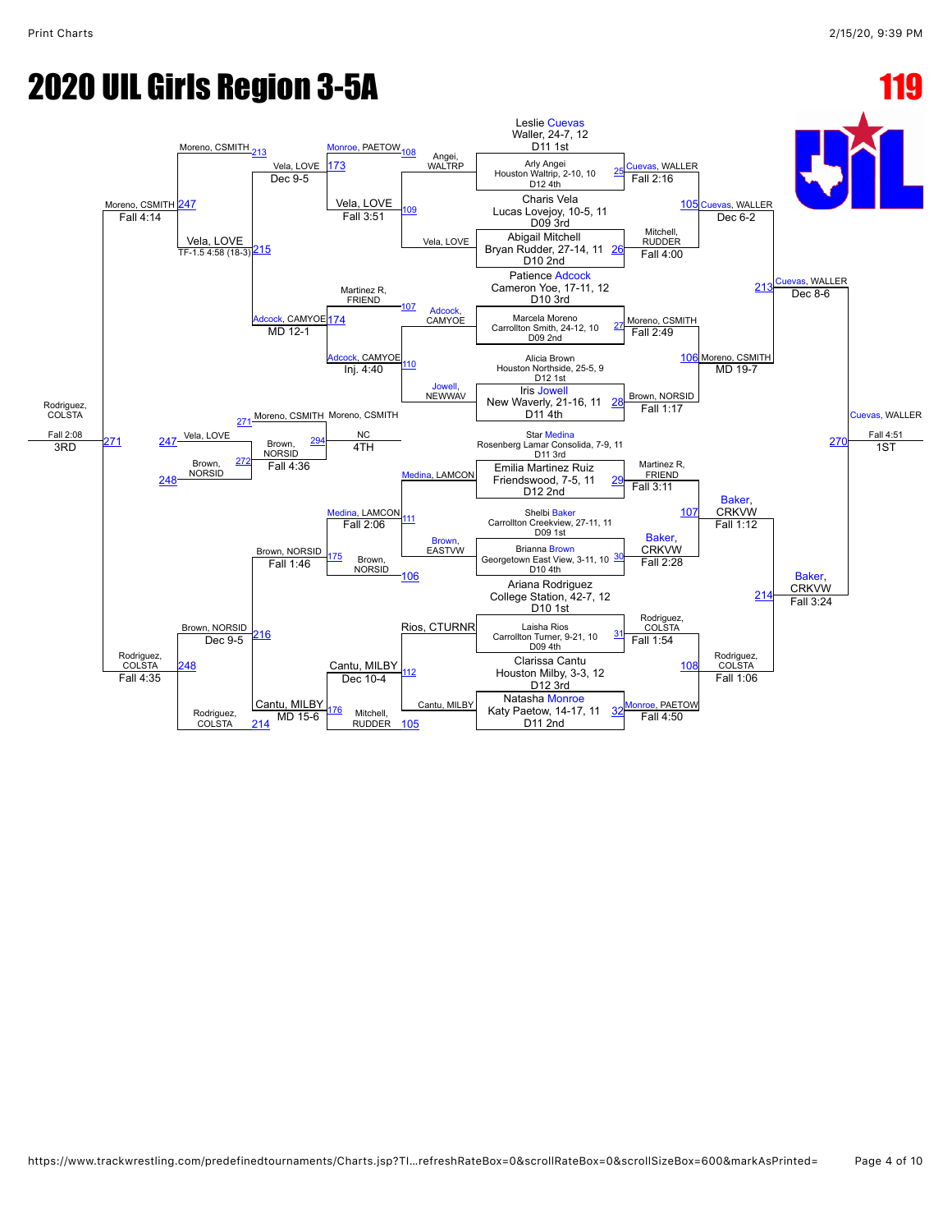# 2020 UIL Girls Region 3-5A

**119**

## Championship Bracket

### First Round

| Bout | Wrestler | Opponent | Winner | Result |
|---|---|---|---|---|
| 25 | Leslie Cuevas, Waller, 24-7, 12, D11 1st | Arly Angei, Houston Waltrip, 2-10, 10, D12 4th | Cuevas, WALLER | Fall 2:16 |
| 26 | Charis Vela, Lucas Lovejoy, 10-5, 11, D09 3rd | Abigail Mitchell, Bryan Rudder, 27-14, 11, D10 2nd | Mitchell, RUDDER | Fall 4:00 |
| 27 | Patience Adcock, Cameron Yoe, 17-11, 12, D10 3rd | Marcela Moreno, Carrollton Smith, 24-12, 10, D09 2nd | Moreno, CSMITH | Fall 2:49 |
| 28 | Alicia Brown, Houston Northside, 25-5, 9, D12 1st | Iris Jowell, New Waverly, 21-16, 11, D11 4th | Brown, NORSID | Fall 1:17 |
| 29 | Star Medina, Rosenberg Lamar Consolida, 7-9, 11, D11 3rd | Emilia Martinez Ruiz, Friendswood, 7-5, 11, D12 2nd | Martinez R, FRIEND | Fall 3:11 |
| 30 | Shelbi Baker, Carrollton Creekview, 27-11, 11, D09 1st | Brianna Brown, Georgetown East View, 3-11, 10, D10 4th | Baker, CRKVW | Fall 2:28 |
| 31 | Ariana Rodriguez, College Station, 42-7, 12, D10 1st | Laisha Rios, Carrollton Turner, 9-21, 10, D09 4th | Rodriguez, COLSTA | Fall 1:54 |
| 32 | Clarissa Cantu, Houston Milby, 3-3, 12, D12 3rd | Natasha Monroe, Katy Paetow, 14-17, 11, D11 2nd | Monroe, PAETOW | Fall 4:50 |

### Quarterfinals

| Bout | Winner | Result |
|---|---|---|
| 105 | Cuevas, WALLER (over Mitchell, RUDDER) | Dec 6-2 |
| 106 | Moreno, CSMITH (over Brown, NORSID) | MD 19-7 |
| 107 | Baker, CRKVW (over Martinez R, FRIEND) | Fall 1:12 |
| 108 | Rodriguez, COLSTA (over Monroe, PAETOW) | Fall 1:06 |

### Semifinals

| Bout | Winner | Result |
|---|---|---|
| 213 | Cuevas, WALLER (over Moreno, CSMITH) | Dec 8-6 |
| 214 | Baker, CRKVW (over Rodriguez, COLSTA) | Fall 3:24 |

### Championship (1st Place)

| Bout | Winner | Result |
|---|---|---|
| 270 | Cuevas, WALLER (over Baker, CRKVW) | Fall 4:51 — **1ST** |

## Consolation Bracket

### Consolation Round 1

| Bout | Winner | Result |
|---|---|---|
| 109 | Vela, LOVE (over Angei, WALTRP) | Fall 3:51 |
| 110 | Adcock, CAMYOE (over Jowell, NEWWAV) | Inj. 4:40 |
| 111 | Medina, LAMCON (over Brown, EASTVW) | Fall 2:06 |
| 112 | Cantu, MILBY (over Rios, CTURNR) | Dec 10-4 |

### Consolation Round 2

| Bout | Winner | Result |
|---|---|---|
| 173 | Vela, LOVE (over Monroe, PAETOW) | Dec 9-5 |
| 174 | Adcock, CAMYOE (over Martinez R, FRIEND) | MD 12-1 |
| 175 | Brown, NORSID (over Medina, LAMCON) | Fall 1:46 |
| 176 | Cantu, MILBY (over Mitchell, RUDDER) | MD 15-6 |

### Consolation Semifinals

| Bout | Winner | Result |
|---|---|---|
| 215 | Vela, LOVE (over Adcock, CAMYOE) | TF-1.5 4:58 (18-3) |
| 216 | Brown, NORSID (over Cantu, MILBY) | Dec 9-5 |

### Consolation Finals

| Bout | Winner | Result |
|---|---|---|
| 247 | Moreno, CSMITH (over Vela, LOVE) | Fall 4:14 |
| 248 | Rodriguez, COLSTA (over Brown, NORSID) | Fall 4:35 |

### 3rd Place

| Bout | Winner | Result |
|---|---|---|
| 271 | Rodriguez, COLSTA (over Moreno, CSMITH) | Fall 2:08 — **3RD** |

### 4th Place

| Bout | Winner | Result |
|---|---|---|
| 294 | Moreno, CSMITH (over Brown, NORSID) | NC — **4TH** |

### 5th Place

| Bout | Winner | Result |
|---|---|---|
| 272 | Brown, NORSID (over Vela, LOVE) | Fall 4:36 |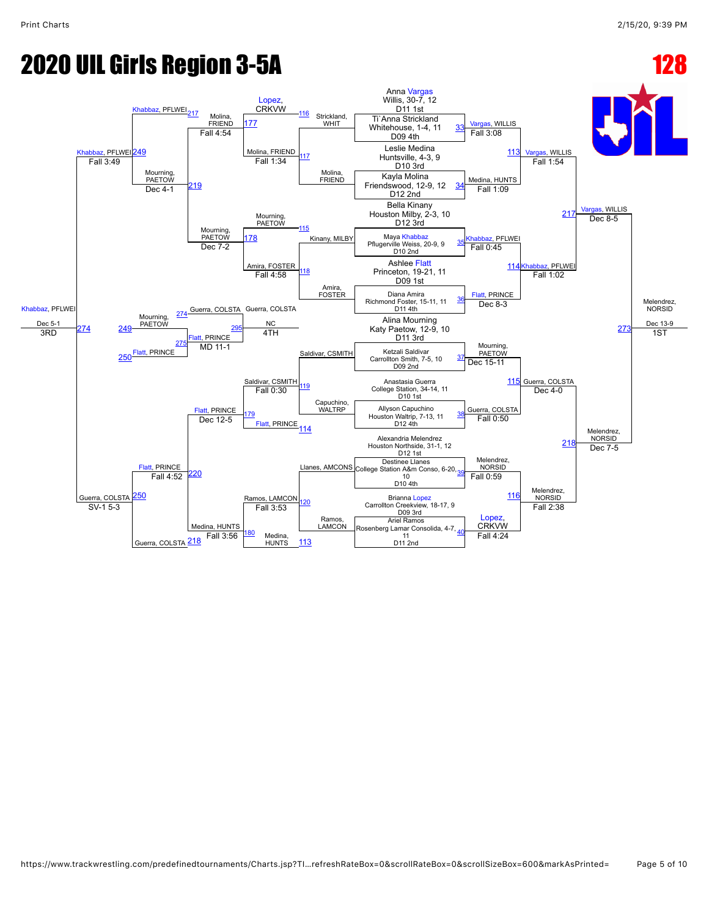# 2020 UIL Girls Region 3-5A

**128**

## Championship Bracket

| Seed / Wrestler | Bout | Result |
| --- | --- | --- |
| Anna Vargas, Willis, 30-7, 12, D11 1st | 33 | Vargas, WILLIS — Fall 3:08 |
| Ti`Anna Strickland, Whitehouse, 1-4, 11, D09 4th | | |
| Leslie Medina, Huntsville, 4-3, 9, D10 3rd | 34 | Medina, HUNTS — Fall 1:09 |
| Kayla Molina, Friendswood, 12-9, 12, D12 2nd | | |
| Bella Kinany, Houston Milby, 2-3, 10, D12 3rd | 35 | Khabbaz, PFLWEI — Fall 0:45 |
| Maya Khabbaz, Pflugerville Weiss, 20-9, 9, D10 2nd | | |
| Ashlee Flatt, Princeton, 19-21, 11, D09 1st | 36 | Flatt, PRINCE — Dec 8-3 |
| Diana Amira, Richmond Foster, 15-11, 11, D11 4th | | |
| Alina Mourning, Katy Paetow, 12-9, 10, D11 3rd | 37 | Mourning, PAETOW — Dec 15-11 |
| Ketzali Saldivar, Carrollton Smith, 7-5, 10, D09 2nd | | |
| Anastasia Guerra, College Station, 34-14, 11, D10 1st | 38 | Guerra, COLSTA — Fall 0:50 |
| Allyson Capuchino, Houston Waltrip, 7-13, 11, D12 4th | | |
| Alexandria Melendrez, Houston Northside, 31-1, 12, D12 1st | 39 | Melendrez, NORSID — Fall 0:59 |
| Destinee Llanes, College Station A&m Conso, 6-20, 10, D10 4th | | |
| Brianna Lopez, Carrollton Creekview, 18-17, 9, D09 3rd | 40 | Lopez, CRKVW — Fall 4:24 |
| Ariel Ramos, Rosenberg Lamar Consolida, 4-7, 11, D11 2nd | | |

**Quarterfinals**

- 113: Vargas, WILLIS — Fall 1:54
- 114: Khabbaz, PFLWEI — Fall 1:02
- 115: Guerra, COLSTA — Dec 4-0
- 116: Melendrez, NORSID — Fall 2:38

**Semifinals**

- 217: Vargas, WILLIS — Dec 8-5
- 218: Melendrez, NORSID — Dec 7-5

**Final**

- 273: Melendrez, NORSID — Dec 13-9 — **1ST**

## Consolation Bracket

- 116: Strickland, WHIT vs Lopez, CRKVW — Lopez, CRKVW
- 117: Molina, FRIEND — Fall 1:34 (Molina, FRIEND)
- 115: Kinany, MILBY vs Mourning, PAETOW — Mourning, PAETOW
- 118: Amira, FOSTER — Fall 4:58 (Amira, FOSTER)
- 119: Saldivar, CSMITH — Fall 0:30 (Saldivar, CSMITH)
- 114: Capuchino, WALTRP vs Flatt, PRINCE — Flatt, PRINCE
- 120: Ramos, LAMCON — Fall 3:53 (Llanes, AMCONS vs Ramos, LAMCON)
- 113: Medina, HUNTS — Medina, HUNTS
- 177: Molina, FRIEND — Fall 4:54
- 178: Mourning, PAETOW — Dec 7-2
- 179: Flatt, PRINCE — Dec 12-5
- 180: Medina, HUNTS — Fall 3:56
- 217: Khabbaz, PFLWEI
- 219: Mourning, PAETOW — Dec 4-1
- 220: Flatt, PRINCE — Fall 4:52
- 218: Guerra, COLSTA
- 249: Khabbaz, PFLWEI — Fall 3:49
- 250: Guerra, COLSTA — SV-1 5-3
- 274: Khabbaz, PFLWEI — Dec 5-1 — **3RD**
- 249: Mourning, PAETOW
- 250: Flatt, PRINCE
- 275: Flatt, PRINCE — MD 11-1
- 274: Guerra, COLSTA
- 295: Guerra, COLSTA — NC — **4TH**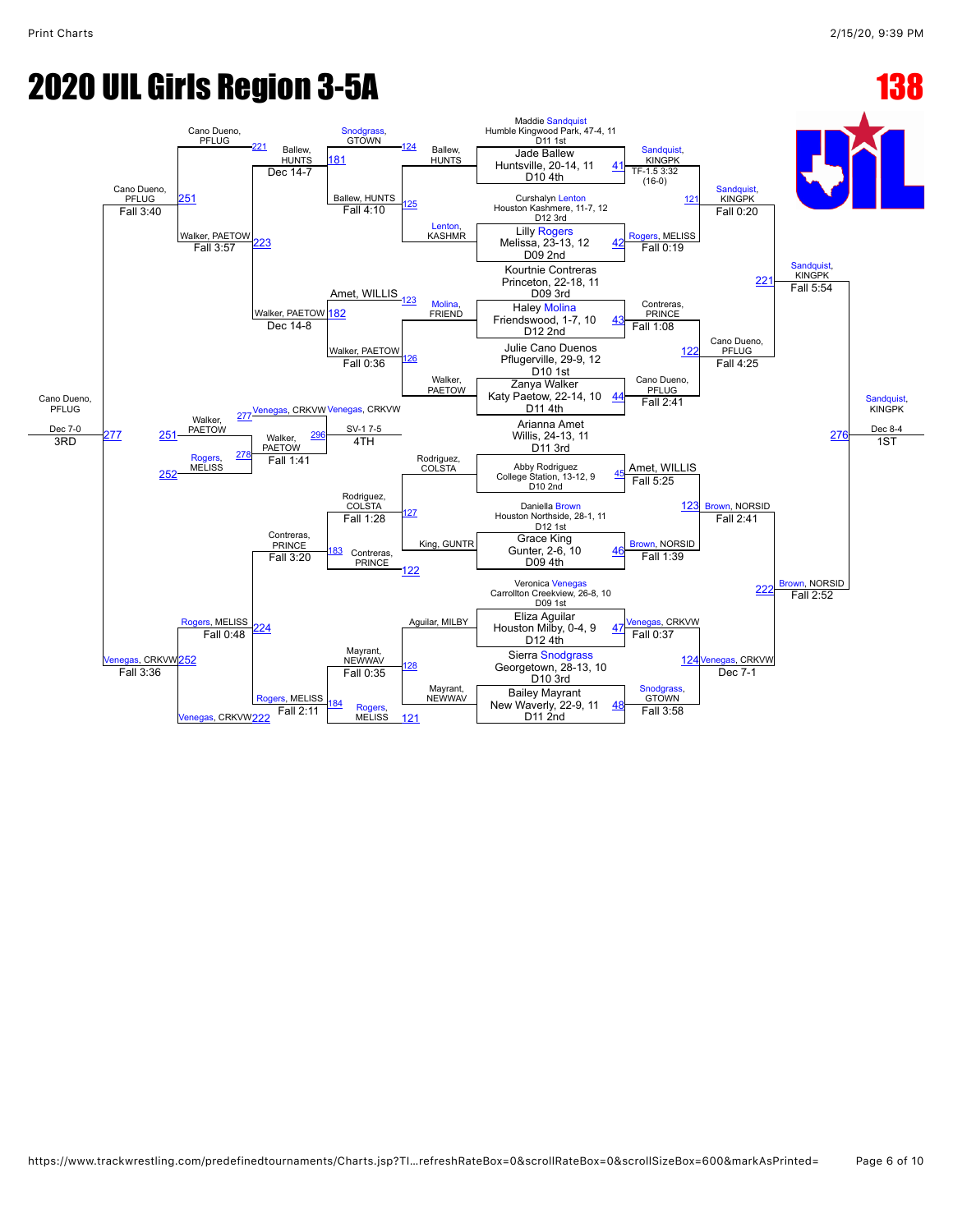# 2020 UIL Girls Region 3-5A

## 138

### Championship Bracket

**First Round**

| Bout | Wrestler | Result |
|---|---|---|
| 41 | Maddie Sandquist, Humble Kingwood Park, 47-4, 11, D11 1st vs. Jade Ballew, Huntsville, 20-14, 11, D10 4th | Sandquist, KINGPK TF-1.5 3:32 (16-0) |
| 42 | Curshalyn Lenton, Houston Kashmere, 11-7, 12, D12 3rd vs. Lilly Rogers, Melissa, 23-13, 12, D09 2nd | Rogers, MELISS Fall 0:19 |
| 43 | Kourtnie Contreras, Princeton, 22-18, 11, D09 3rd vs. Haley Molina, Friendswood, 1-7, 10, D12 2nd | Contreras, PRINCE Fall 1:08 |
| 44 | Julie Cano Duenos, Pflugerville, 29-9, 12, D10 1st vs. Zanya Walker, Katy Paetow, 22-14, 10, D11 4th | Cano Dueno, PFLUG Fall 2:41 |
| 45 | Arianna Amet, Willis, 24-13, 11, D11 3rd vs. Abby Rodriguez, College Station, 13-12, 9, D10 2nd | Amet, WILLIS Fall 5:25 |
| 46 | Daniella Brown, Houston Northside, 28-1, 11, D12 1st vs. Grace King, Gunter, 2-6, 10, D09 4th | Brown, NORSID Fall 1:39 |
| 47 | Veronica Venegas, Carrollton Creekview, 26-8, 10, D09 1st vs. Eliza Aguilar, Houston Milby, 0-4, 9, D12 4th | Venegas, CRKVW Fall 0:37 |
| 48 | Sierra Snodgrass, Georgetown, 28-13, 10, D10 3rd vs. Bailey Mayrant, New Waverly, 22-9, 11, D11 2nd | Snodgrass, GTOWN Fall 3:58 |

**Quarterfinals**

| Bout | Wrestlers | Result |
|---|---|---|
| 121 | Sandquist, KINGPK vs. Rogers, MELISS | Sandquist, KINGPK Fall 0:20 |
| 122 | Contreras, PRINCE vs. Cano Dueno, PFLUG | Cano Dueno, PFLUG Fall 4:25 |
| 123 | Amet, WILLIS vs. Brown, NORSID | Brown, NORSID Fall 2:41 |
| 124 | Venegas, CRKVW vs. Snodgrass, GTOWN | Venegas, CRKVW Dec 7-1 |

**Semifinals**

| Bout | Wrestlers | Result |
|---|---|---|
| 221 | Sandquist, KINGPK vs. Cano Dueno, PFLUG | Sandquist, KINGPK Fall 5:54 |
| 222 | Brown, NORSID vs. Venegas, CRKVW | Brown, NORSID Fall 2:52 |

**Final**

| Bout | Wrestlers | Result |
|---|---|---|
| 276 | Sandquist, KINGPK vs. Brown, NORSID | Sandquist, KINGPK Dec 8-4 — 1ST |

### Consolation Bracket

**Consolation Round 1**

| Bout | Wrestlers | Result |
|---|---|---|
| 125 | Ballew, HUNTS vs. Lenton, KASHMR | Ballew, HUNTS Fall 4:10 |
| 126 | Molina, FRIEND vs. Walker, PAETOW | Walker, PAETOW Fall 0:36 |
| 127 | Rodriguez, COLSTA vs. King, GUNTR | Rodriguez, COLSTA Fall 1:28 |
| 128 | Aguilar, MILBY vs. Mayrant, NEWWAV | Mayrant, NEWWAV Fall 0:35 |

**Consolation Round 2**

| Bout | Wrestlers | Result |
|---|---|---|
| 181 | Snodgrass, GTOWN vs. Ballew, HUNTS | Ballew, HUNTS Dec 14-7 |
| 182 | Amet, WILLIS vs. Walker, PAETOW | Walker, PAETOW Dec 14-8 |
| 183 | Rodriguez, COLSTA vs. Contreras, PRINCE | Contreras, PRINCE Fall 3:20 |
| 184 | Mayrant, NEWWAV vs. Rogers, MELISS | Rogers, MELISS Fall 2:11 |

**Consolation Semifinals**

| Bout | Wrestlers | Result |
|---|---|---|
| 223 | Cano Dueno, PFLUG vs. Walker, PAETOW (from 182) | Walker, PAETOW Fall 3:57 |
| 224 | Contreras, PRINCE vs. Rogers, MELISS | Rogers, MELISS Fall 0:48 |

**Consolation Finals**

| Bout | Wrestlers | Result |
|---|---|---|
| 251 | Cano Dueno, PFLUG vs. Walker, PAETOW | Cano Dueno, PFLUG Fall 3:40 |
| 252 | Rogers, MELISS vs. Venegas, CRKVW | Venegas, CRKVW Fall 3:36 |

**3rd Place**

| Bout | Wrestlers | Result |
|---|---|---|
| 277 | Cano Dueno, PFLUG vs. Venegas, CRKVW | Cano Dueno, PFLUG Dec 7-0 — 3RD |

**5th Place**

| Bout | Wrestlers | Result |
|---|---|---|
| 278 | Walker, PAETOW vs. Rogers, MELISS | Walker, PAETOW Fall 1:41 |

**4th Place**

| Bout | Wrestlers | Result |
|---|---|---|
| 296 | Walker, PAETOW vs. Venegas, CRKVW | Venegas, CRKVW SV-1 7-5 — 4TH |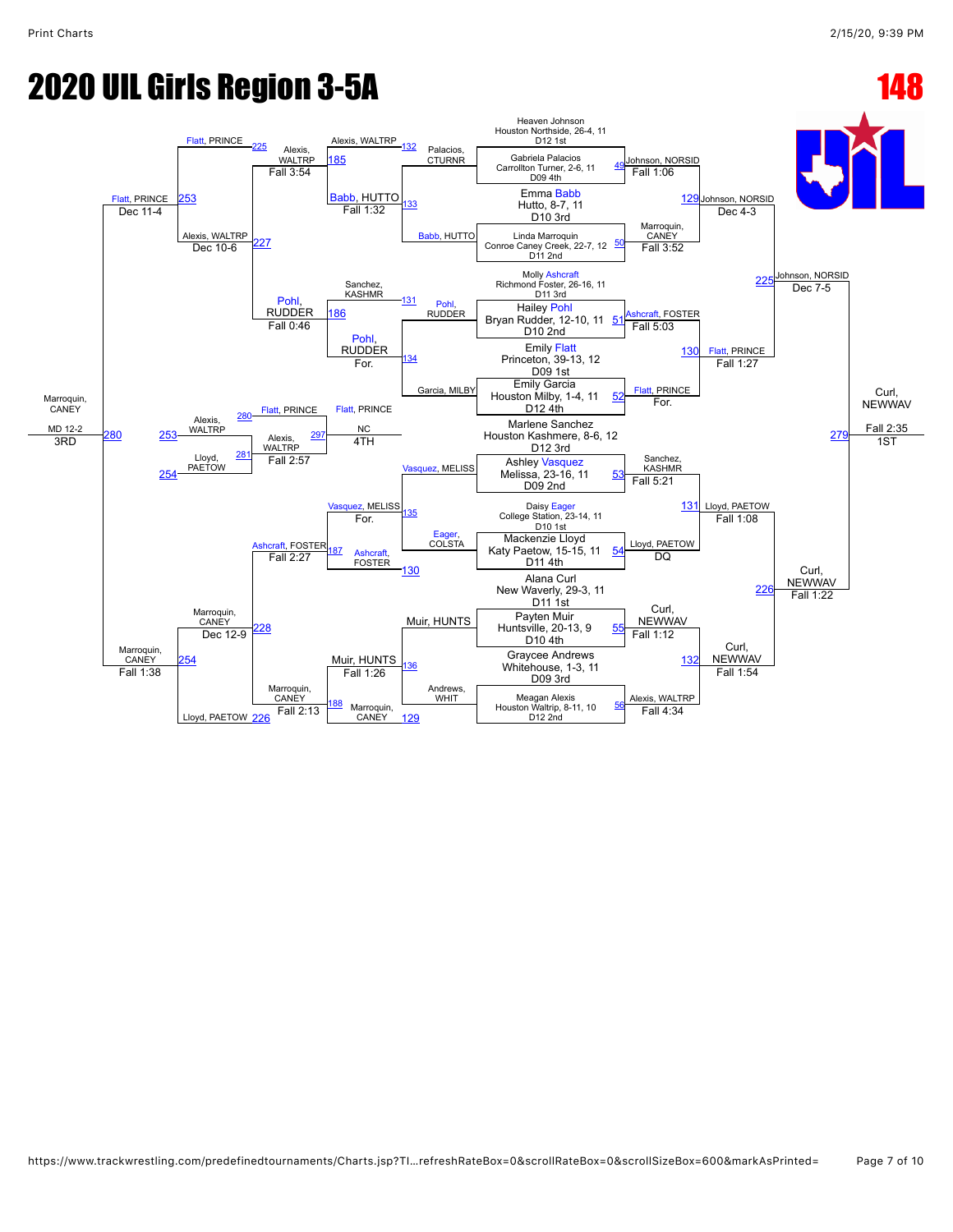# 2020 UIL Girls Region 3-5A

**148**

## Championship Bracket

| Bout | Wrestler | Result |
|---|---|---|
| 49 | Heaven Johnson, Houston Northside, 26-4, 11, D12 1st vs. Gabriela Palacios, Carrollton Turner, 2-6, 11, D09 4th | Johnson, NORSID Fall 1:06 |
| 50 | Emma Babb, Hutto, 8-7, 11, D10 3rd vs. Linda Marroquin, Conroe Caney Creek, 22-7, 12, D11 2nd | Marroquin, CANEY Fall 3:52 |
| 51 | Molly Ashcraft, Richmond Foster, 26-16, 11, D11 3rd vs. Hailey Pohl, Bryan Rudder, 12-10, 11, D10 2nd | Ashcraft, FOSTER Fall 5:03 |
| 52 | Emily Flatt, Princeton, 39-13, 12, D09 1st vs. Emily Garcia, Houston Milby, 1-4, 11, D12 4th | Flatt, PRINCE For. |
| 53 | Marlene Sanchez, Houston Kashmere, 8-6, 12, D12 3rd vs. Ashley Vasquez, Melissa, 23-16, 11, D09 2nd | Sanchez, KASHMR Fall 5:21 |
| 54 | Daisy Eager, College Station, 23-14, 11, D10 1st vs. Mackenzie Lloyd, Katy Paetow, 15-15, 11, D11 4th | Lloyd, PAETOW DQ |
| 55 | Alana Curl, New Waverly, 29-3, 11, D11 1st vs. Payten Muir, Huntsville, 20-13, 9, D10 4th | Curl, NEWWAV Fall 1:12 |
| 56 | Graycee Andrews, Whitehouse, 1-3, 11, D09 3rd vs. Meagan Alexis, Houston Waltrip, 8-11, 10, D12 2nd | Alexis, WALTRP Fall 4:34 |
| 129 | Johnson, NORSID vs. Marroquin, CANEY | Johnson, NORSID Dec 4-3 |
| 130 | Ashcraft, FOSTER vs. Flatt, PRINCE | Flatt, PRINCE Fall 1:27 |
| 131 | Sanchez, KASHMR vs. Lloyd, PAETOW | Lloyd, PAETOW Fall 1:08 |
| 132 | Curl, NEWWAV vs. Alexis, WALTRP | Curl, NEWWAV Fall 1:54 |
| 225 | Johnson, NORSID vs. Flatt, PRINCE | Johnson, NORSID Dec 7-5 |
| 226 | Lloyd, PAETOW vs. Curl, NEWWAV | Curl, NEWWAV Fall 1:22 |
| 279 | Johnson, NORSID vs. Curl, NEWWAV | Curl, NEWWAV Fall 2:35 — 1ST |

## Consolation Bracket

| Bout | Wrestler | Result |
|---|---|---|
| 132 | Palacios, CTURNR vs. Babb, HUTTO (133) | Babb, HUTTO Fall 1:32 |
| 131 | Sanchez, KASHMR vs. Pohl, RUDDER (134) | Pohl, RUDDER For. |
| 135 | Vasquez, MELISS vs. Eager, COLSTA | Vasquez, MELISS For. |
| 136 | Muir, HUNTS vs. Andrews, WHIT | Muir, HUNTS Fall 1:26 |
| 185 | Alexis, WALTRP vs. Babb, HUTTO | Alexis, WALTRP Fall 3:54 |
| 186 | Sanchez, KASHMR vs. Pohl, RUDDER | Pohl, RUDDER Fall 0:46 |
| 187 | Vasquez, MELISS vs. Ashcraft, FOSTER (130) | Ashcraft, FOSTER Fall 2:27 |
| 188 | Muir, HUNTS vs. Marroquin, CANEY (129) | Marroquin, CANEY Fall 2:13 |
| 225 | Flatt, PRINCE | |
| 227 | Alexis, WALTRP vs. Pohl, RUDDER | Alexis, WALTRP Dec 10-6 |
| 228 | Ashcraft, FOSTER vs. Marroquin, CANEY | Marroquin, CANEY Dec 12-9 |
| 226 | Lloyd, PAETOW | |
| 253 | Flatt, PRINCE vs. Alexis, WALTRP | Flatt, PRINCE Dec 11-4 |
| 254 | Marroquin, CANEY vs. Lloyd, PAETOW | Marroquin, CANEY Fall 1:38 |
| 280 | Flatt, PRINCE vs. Marroquin, CANEY | Marroquin, CANEY MD 12-2 — 3RD |
| 297 | Alexis, WALTRP (loser 253) vs. Lloyd, PAETOW (loser 254) | Alexis, WALTRP Fall 2:57 |
| | Flatt, PRINCE (loser 280) | NC — 4TH |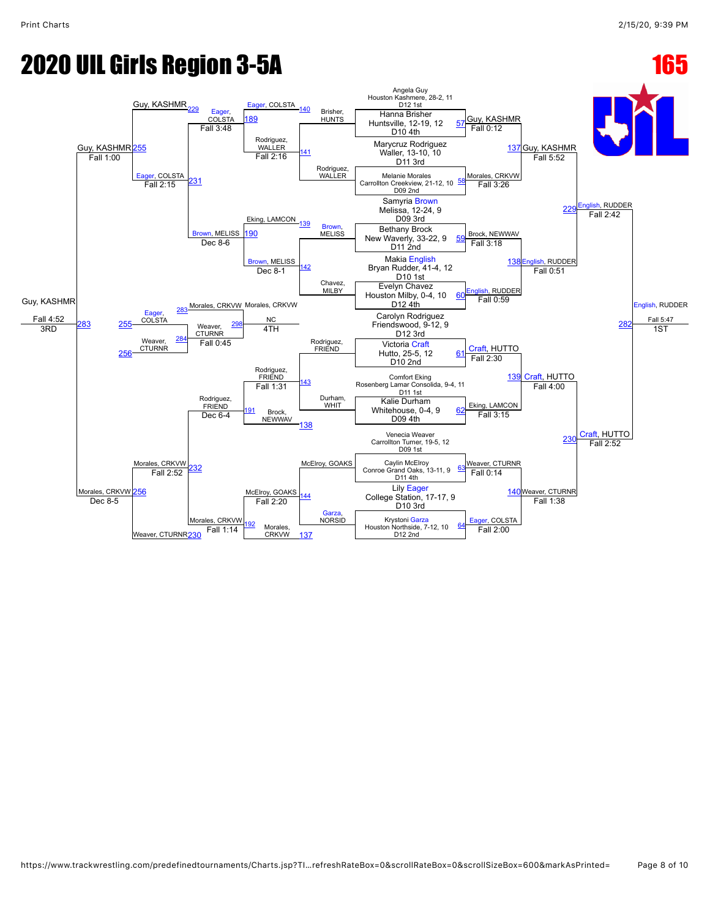# 2020 UIL Girls Region 3-5A

**165**

## Championship Bracket

| Match | Wrestler | Wrestler | Winner | Result |
|---|---|---|---|---|
| 57 | Angela Guy, Houston Kashmere, 28-2, 11, D12 1st | Hanna Brisher, Huntsville, 12-19, 12, D10 4th | Guy, KASHMR | Fall 0:12 |
| 58 | Marycruz Rodriguez, Waller, 13-10, 10, D11 3rd | Melanie Morales, Carrollton Creekview, 21-12, 10, D09 2nd | Morales, CRKVW | Fall 3:26 |
| 59 | Samyria Brown, Melissa, 12-24, 9, D09 3rd | Bethany Brock, New Waverly, 33-22, 9, D11 2nd | Brock, NEWWAV | Fall 3:18 |
| 60 | Makia English, Bryan Rudder, 41-4, 12, D10 1st | Evelyn Chavez, Houston Milby, 0-4, 10, D12 4th | English, RUDDER | Fall 0:59 |
| 61 | Carolyn Rodriguez, Friendswood, 9-12, 9, D12 3rd | Victoria Craft, Hutto, 25-5, 12, D10 2nd | Craft, HUTTO | Fall 2:30 |
| 62 | Comfort Eking, Rosenberg Lamar Consolida, 9-4, 11, D11 1st | Kalie Durham, Whitehouse, 0-4, 9, D09 4th | Eking, LAMCON | Fall 3:15 |
| 63 | Venecia Weaver, Carrollton Turner, 19-5, 12, D09 1st | Caylin McElroy, Conroe Grand Oaks, 13-11, 9, D11 4th | Weaver, CTURNR | Fall 0:14 |
| 64 | Lily Eager, College Station, 17-17, 9, D10 3rd | Krystoni Garza, Houston Northside, 7-12, 10, D12 2nd | Eager, COLSTA | Fall 2:00 |
| 137 | Guy, KASHMR | Morales, CRKVW | Guy, KASHMR | Fall 5:52 |
| 138 | Brock, NEWWAV | English, RUDDER | English, RUDDER | Fall 0:51 |
| 139 | Craft, HUTTO | Eking, LAMCON | Craft, HUTTO | Fall 4:00 |
| 140 | Weaver, CTURNR | Eager, COLSTA | Weaver, CTURNR | Fall 1:38 |
| 229 | Guy, KASHMR | English, RUDDER | English, RUDDER | Fall 2:42 |
| 230 | Craft, HUTTO | Weaver, CTURNR | Craft, HUTTO | Fall 2:52 |
| 282 | English, RUDDER | Craft, HUTTO | English, RUDDER (1ST) | Fall 5:47 |

## Consolation Bracket

| Match | Wrestler | Wrestler | Winner | Result |
|---|---|---|---|---|
| 140 | Brisher, HUNTS | Eager, COLSTA | Eager, COLSTA | |
| 141 | Rodriguez, WALLER | | Rodriguez, WALLER | |
| 139 | Brown, MELISS | Eking, LAMCON | Eking, LAMCON | |
| 142 | Chavez, MILBY | | Brown, MELISS | |
| 143 | Rodriguez, FRIEND | Durham, WHIT | Rodriguez, FRIEND | |
| 138 | Brock, NEWWAV | | Brock, NEWWAV | |
| 144 | McElroy, GOAKS | Garza, NORSID | McElroy, GOAKS | |
| 137 | Morales, CRKVW | | Morales, CRKVW | |
| 189 | Eager, COLSTA | Rodriguez, WALLER | Eager, COLSTA | Fall 2:16 |
| 190 | Eking, LAMCON | Brown, MELISS | Brown, MELISS | Dec 8-1 |
| 191 | Rodriguez, FRIEND | Brock, NEWWAV | Rodriguez, FRIEND | Fall 1:31 |
| 192 | McElroy, GOAKS | Morales, CRKVW | Morales, CRKVW | Fall 2:20 |
| 231 | Eager, COLSTA | Brown, MELISS | Eager, COLSTA | Fall 3:48 |
| 232 | Rodriguez, FRIEND | Morales, CRKVW | Morales, CRKVW | Dec 6-4 |
| 229 | Guy, KASHMR | Eager, COLSTA | Guy, KASHMR | Fall 2:15 |
| 230 | Morales, CRKVW | Weaver, CTURNR | Morales, CRKVW | Fall 1:14 |
| 255 | Guy, KASHMR | Morales, CRKVW | Guy, KASHMR | Fall 2:52 |
| 256 | Morales, CRKVW | Weaver, CTURNR | Morales, CRKVW | Fall 2:52 |
| 283 | Guy, KASHMR | Morales, CRKVW | Guy, KASHMR (3RD) | Fall 4:52 |
| 284 | Eager, COLSTA | Weaver, CTURNR | Weaver, CTURNR | |
| 298 | Morales, CRKVW | Weaver, CTURNR | Morales, CRKVW (NC, 4TH) | Fall 0:45 |

Additional result labels shown: Guy, KASHMR Fall 1:00; Morales, CRKVW Dec 8-5; Brown, MELISS Dec 8-6.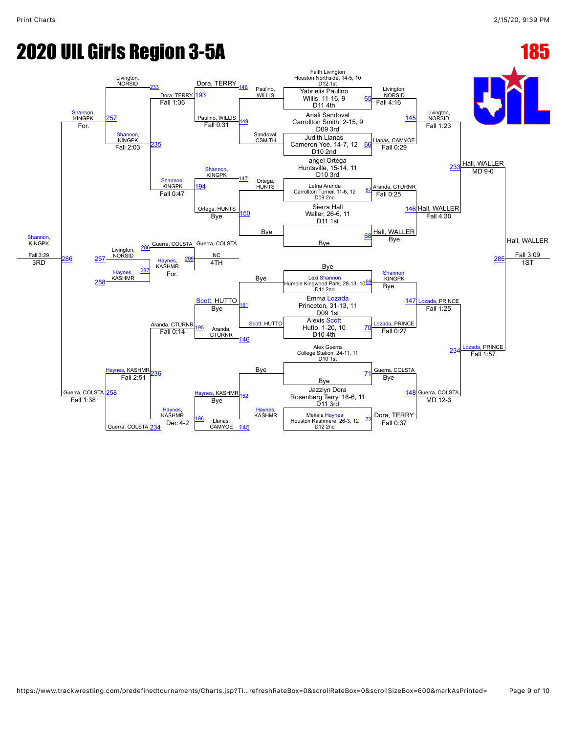# 2020 UIL Girls Region 3-5A

**185**

## Championship Bracket

| Seed / Wrestler | Team, Record | District |
| --- | --- | --- |
| Faith Livington | Houston Northside, 14-5, 10 | D12 1st |
| Yabrielis Paulino | Willis, 11-16, 9 | D11 4th |
| Anali Sandoval | Carrollton Smith, 2-15, 9 | D09 3rd |
| Judith Llanas | Cameron Yoe, 14-7, 12 | D10 2nd |
| angel Ortega | Huntsville, 15-14, 11 | D10 3rd |
| Letna Aranda | Carrollton Turner, 11-6, 12 | D09 2nd |
| Sierra Hall | Waller, 26-6, 11 | D11 1st |
| Bye | | |
| Bye | | |
| Lexi Shannon | Humble Kingwood Park, 28-13, 10 | D11 2nd |
| Emma Lozada | Princeton, 31-13, 11 | D09 1st |
| Alexis Scott | Hutto, 1-20, 10 | D10 4th |
| Alex Guerra | College Station, 24-11, 11 | D10 1st |
| Bye | | |
| Jazzlyn Dora | Rosenberg Terry, 16-6, 11 | D11 3rd |
| Mekala Haynes | Houston Kashmere, 26-3, 12 | D12 2nd |

### Round 1
- Match 65: Livington, NORSID over Paulino, WILLIS — Fall 4:16
- Match 66: Llanas, CAMYOE over Sandoval, CSMITH — Fall 0:29
- Match 67: Aranda, CTURNR over Ortega, HUNTS — Fall 0:25
- Match 68: Hall, WALLER — Bye
- Match 69: Shannon, KINGPK — Bye
- Match 70: Lozada, PRINCE over Scott, HUTTO — Fall 0:27
- Match 71: Guerra, COLSTA — Bye
- Match 72: Dora, TERRY over Haynes, KASHMR — Fall 0:37

### Quarterfinals
- Match 145: Livington, NORSID over Llanas, CAMYOE — Fall 1:23
- Match 146: Hall, WALLER over Aranda, CTURNR — Fall 4:30
- Match 147: Lozada, PRINCE over Shannon, KINGPK — Fall 1:25
- Match 148: Guerra, COLSTA over Dora, TERRY — MD 12-3

### Semifinals
- Match 233: Hall, WALLER over Livington, NORSID — MD 9-0
- Match 234: Lozada, PRINCE over Guerra, COLSTA — Fall 1:57

### Final
- Match 285: Hall, WALLER over Lozada, PRINCE — Fall 3:09 — **1ST**

## Consolation Bracket

### Consolation Round 1
- Match 148: Dora, TERRY — Bye
- Match 149: Paulino, WILLIS over Sandoval, CSMITH — Fall 0:31
- Match 147: Shannon, KINGPK — Bye
- Match 150: Ortega, HUNTS — Bye
- Match 151: Scott, HUTTO — Bye
- Match 146: Aranda, CTURNR — Bye
- Match 152: Haynes, KASHMR — Bye
- Match 145: Llanas, CAMYOE — Bye

### Consolation Round 2
- Match 193: Dora, TERRY over Paulino, WILLIS — Fall 1:36
- Match 194: Shannon, KINGPK over Ortega, HUNTS — Fall 0:47
- Match 195: Aranda, CTURNR over Scott, HUTTO — Fall 0:14
- Match 196: Haynes, KASHMR over Llanas, CAMYOE — Dec 4-2

### Consolation Round 3
- Match 235: Shannon, KINGPK over Dora, TERRY — Fall 2:03
- Match 236: Haynes, KASHMR over Aranda, CTURNR — Fall 2:51

### Consolation Semifinals
- Match 257: Shannon, KINGPK over Livington, NORSID — For.
- Match 258: Guerra, COLSTA over Haynes, KASHMR — Fall 1:38

### 3rd Place
- Match 286: Shannon, KINGPK over Guerra, COLSTA — Fall 3:29 — **3RD**

### 4th Place
- Match 287: Haynes, KASHMR over Livington, NORSID — For.
- Match 299: Guerra, COLSTA over Haynes, KASHMR — NC — **4TH**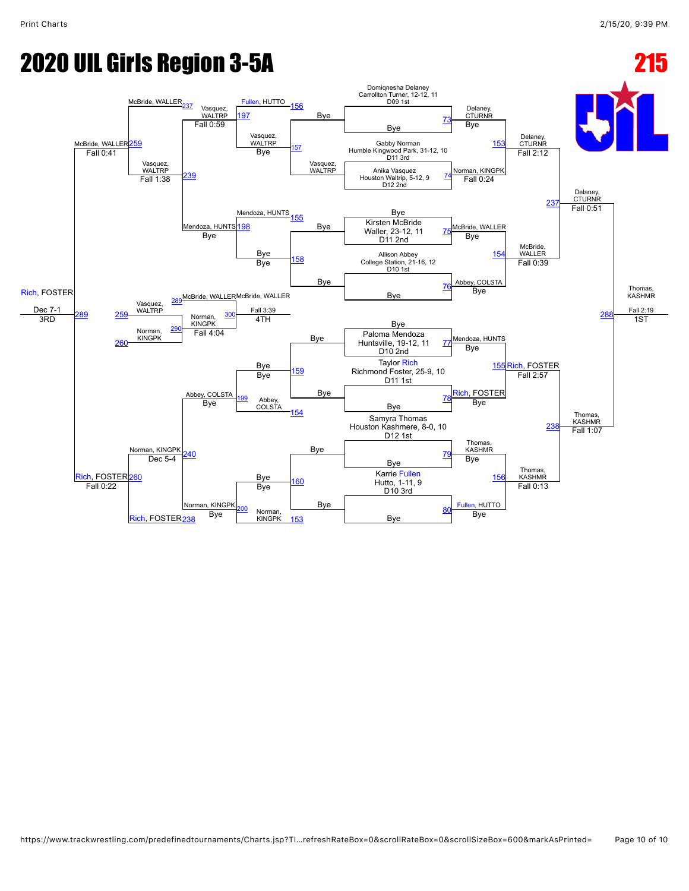# 2020 UIL Girls Region 3-5A

215

Domiqnesha Delaney
Carrollton Turner, 12-12, 11
D09 1st

Bye
73
Delaney, CTURNR
Bye

Gabby Norman
Humble Kingwood Park, 31-12, 10
D11 3rd

153
Delaney, CTURNR
Fall 2:12

Anika Vasquez
Houston Waltrip, 5-12, 9
D12 2nd

74
Norman, KINGPK
Fall 0:24

237
Delaney, CTURNR
Fall 0:51

Bye
Kirsten McBride
Waller, 23-12, 11
D11 2nd

75
McBride, WALLER
Bye

Allison Abbey
College Station, 21-16, 12
D10 1st

154
McBride, WALLER
Fall 0:39

76
Abbey, COLSTA
Bye

Bye

288
Thomas, KASHMR
Fall 2:19
1ST

Bye
Paloma Mendoza
Huntsville, 19-12, 11
D10 2nd

77
Mendoza, HUNTS
Bye

Taylor Rich
Richmond Foster, 25-9, 10
D11 1st

155
Rich, FOSTER
Fall 2:57

Bye
78
Rich, FOSTER
Bye

Samyra Thomas
Houston Kashmere, 8-0, 10
D12 1st

238
Thomas, KASHMR
Fall 1:07

Bye
79
Thomas, KASHMR
Bye

Karrie Fullen
Hutto, 1-11, 9
D10 3rd

156
Thomas, KASHMR
Fall 0:13

Bye
80
Fullen, HUTTO
Bye

Consolation:

Fullen, HUTTO 156
Bye
Vasquez, WALTRP 157
Vasquez, WALTRP
Bye
197 Vasquez, WALTRP
Fall 0:59

Mendoza, HUNTS 155
Bye
Bye 158
Bye
198 Mendoza, HUNTS
Bye

239 Vasquez, WALTRP
Fall 1:38

McBride, WALLER 237
259 McBride, WALLER
Fall 0:41

Bye
Bye 159
Bye
Abbey, COLSTA 154
199 Abbey, COLSTA
Bye

Bye
Bye 160
Bye
Norman, KINGPK 153
200 Norman, KINGPK
Bye

240 Norman, KINGPK
Dec 5-4

Rich, FOSTER 238
260 Rich, FOSTER
Fall 0:22

289 Rich, FOSTER
Dec 7-1
3RD

259 Vasquez, WALTRP
260 Norman, KINGPK
290 Norman, KINGPK
Fall 4:04

289 McBride, WALLER
300 McBride, WALLER
Fall 3:39
4TH